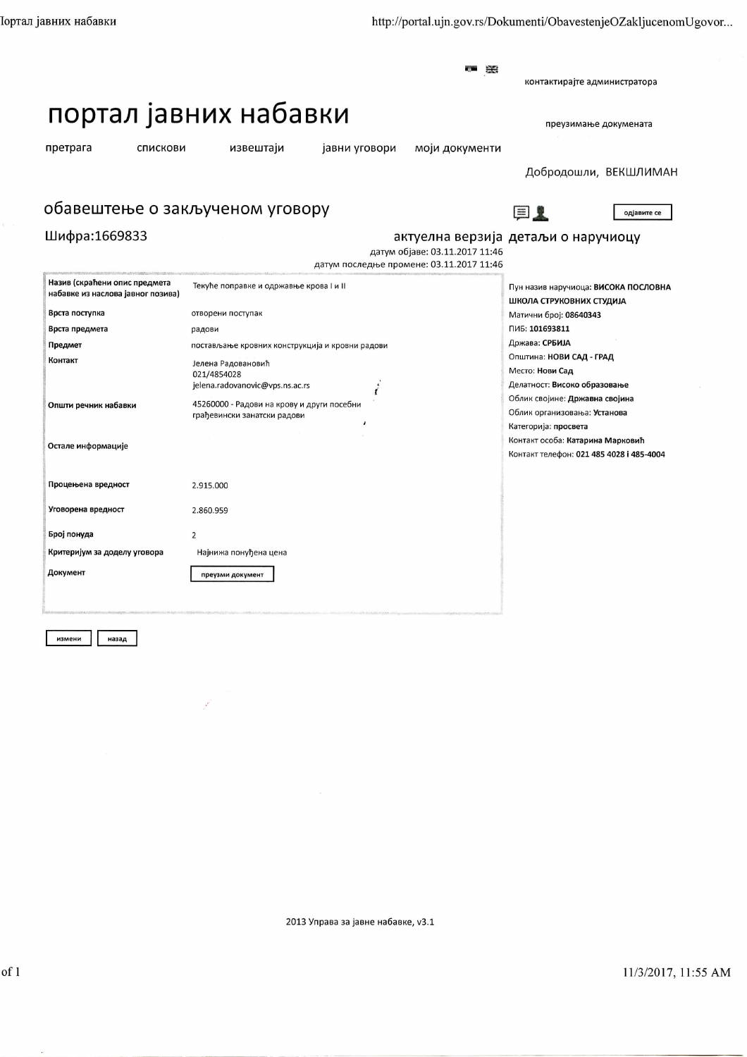контактирајте администратора

# портал јавних набавки

преузимање докумената

претрага | спискови | извештаји | јавни уговори | моји документи

Добродошли, ВЕКШЛИМАН

## обавештење о закљученом уговору

одјавите се

**Шифра:1669833**

актуелна верзија

датум објаве: 03.11.2017 11:46
датум последње промене: 03.11.2017 11:46

| | |
|---|---|
| **Назив (скраћени опис предмета набавке из наслова јавног позива)** | Текуће поправке и одржавање крова I и II |
| **Врста поступка** | отворени поступак |
| **Врста предмета** | радови |
| **Предмет** | постављање кровних конструкција и кровни радови |
| **Контакт** | Јелена Радовановић<br>021/4854028<br>jelena.radovanovic@vps.ns.ac.rs |
| **Општи речник набавки** | 45260000 - Радови на крову и други посебни грађевински занатски радови |
| **Остале информације** | |
| **Процењена вредност** | 2.915.000 |
| **Уговорена вредност** | 2.860.959 |
| **Број понуда** | 2 |
| **Критеријум за доделу уговора** | Најнижа понуђена цена |
| **Документ** | преузми документ |

измени | назад

### детаљи о наручиоцу

Пун назив наручиоца: **ВИСОКА ПОСЛОВНА ШКОЛА СТРУКОВНИХ СТУДИЈА**
Матични број: **08640343**
ПИБ: **101693811**
Држава: **СРБИЈА**
Општина: **НОВИ САД - ГРАД**
Место: **Нови Сад**
Делатност: **Високо образовање**
Облик својине: **Државна својина**
Облик организовања: **Установа**
Категорија: **просвета**
Контакт особа: **Катарина Марковић**
Контакт телефон: **021 485 4028 i 485-4004**

2013 Управа за јавне набавке, v3.1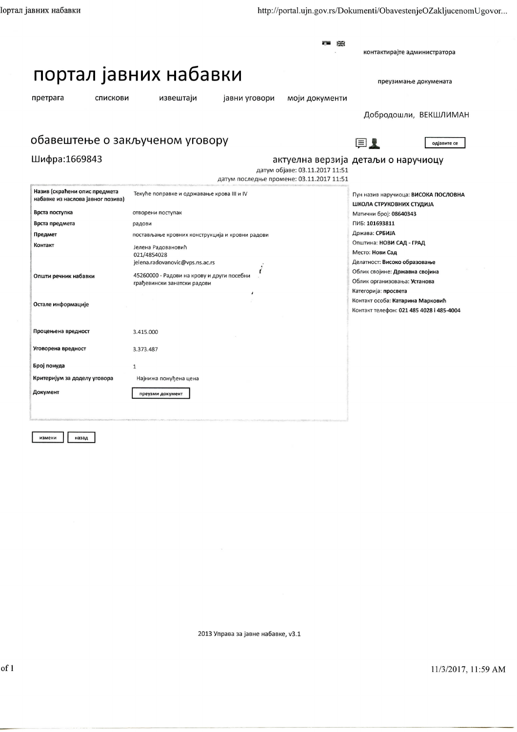# портал јавних набавки

претрага | спискови | извештаји | јавни уговори | моји документи

контактирајте администратора

преузимање докумената

Добродошли, ВЕКШЛИМАН

## обавештење о закљученом уговору

одјавите се

Шифра:1669843

актуелна верзија

датум објаве: 03.11.2017 11:51
датум последње промене: 03.11.2017 11:51

| | |
|---|---|
| Назив (скраћени опис предмета набавке из наслова јавног позива) | Текуће поправке и одржавање крова III и IV |
| Врста поступка | отворени поступак |
| Врста предмета | радови |
| Предмет | постављање кровних конструкција и кровни радови |
| Контакт | Јелена Радовановић<br>021/4854028<br>jelena.radovanovic@vps.ns.ac.rs |
| Општи речник набавки | 45260000 - Радови на крову и други посебни грађевински занатски радови |
| Остале информације | |
| Процењена вредност | 3.415.000 |
| Уговорена вредност | 3.373.487 |
| Број понуда | 1 |
| Критеријум за доделу уговора | Најнижа понуђена цена |
| Документ | преузми документ |

измени | назад

### детаљи о наручиоцу

Пун назив наручиоца: **ВИСОКА ПОСЛОВНА ШКОЛА СТРУКОВНИХ СТУДИЈА**
Матични број: **08640343**
ПИБ: **101693811**
Држава: **СРБИЈА**
Општина: **НОВИ САД - ГРАД**
Место: **Нови Сад**
Делатност: **Високо образовање**
Облик својине: **Државна својина**
Облик организовања: **Установа**
Категорија: **просвета**
Контакт особа: **Катарина Марковић**
Контакт телефон: **021 485 4028 і 485-4004**

2013 Управа за јавне набавке, v3.1